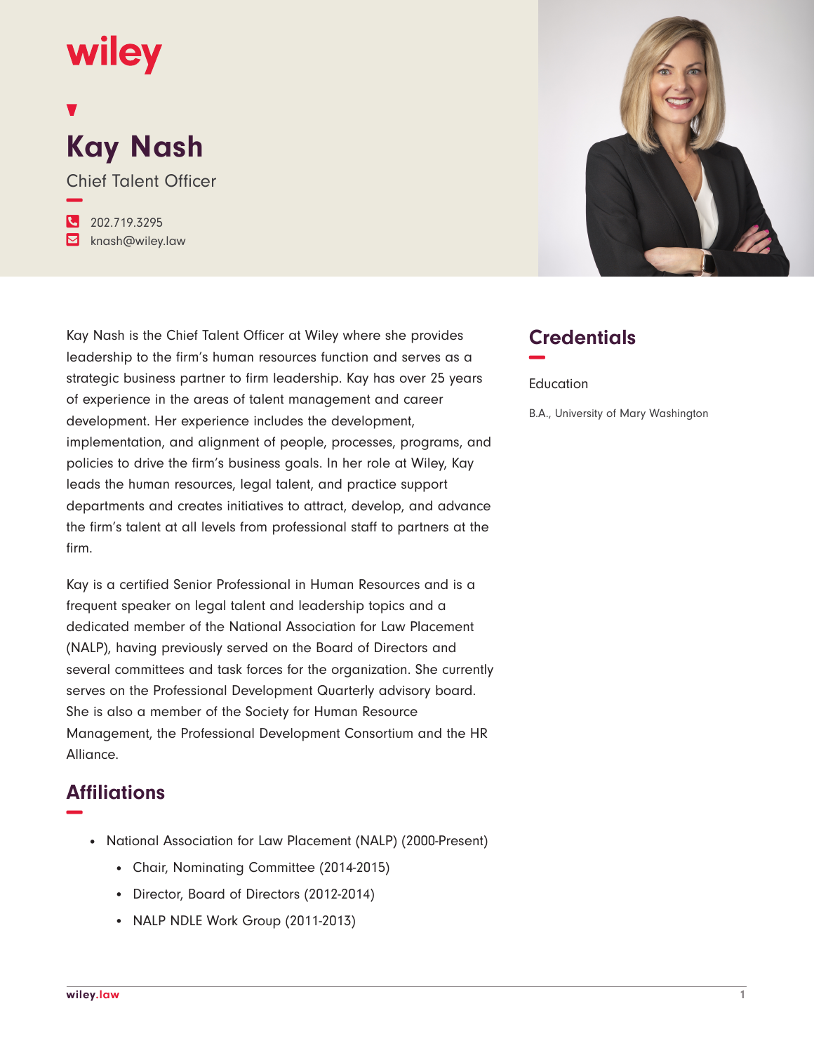wiley

# Kay Nash

Chief Talent Officer

202.719.3295

knash@wiley.law

Kay Nash is the Chief Talent Officer at Wiley where she provides leadership to the firm's human resources function and serves as a strategic business partner to firm leadership. Kay has over 25 years of experience in the areas of talent management and career development. Her experience includes the development, implementation, and alignment of people, processes, programs, and policies to drive the firm's business goals. In her role at Wiley, Kay leads the human resources, legal talent, and practice support departments and creates initiatives to attract, develop, and advance the firm's talent at all levels from professional staff to partners at the firm.

Kay is a certified Senior Professional in Human Resources and is a frequent speaker on legal talent and leadership topics and a dedicated member of the National Association for Law Placement (NALP), having previously served on the Board of Directors and several committees and task forces for the organization. She currently serves on the Professional Development Quarterly advisory board. She is also a member of the Society for Human Resource Management, the Professional Development Consortium and the HR Alliance.

## Affiliations

- National Association for Law Placement (NALP) (2000-Present)
  - Chair, Nominating Committee (2014-2015)
  - Director, Board of Directors (2012-2014)
  - NALP NDLE Work Group (2011-2013)

## Credentials

### Education

B.A., University of Mary Washington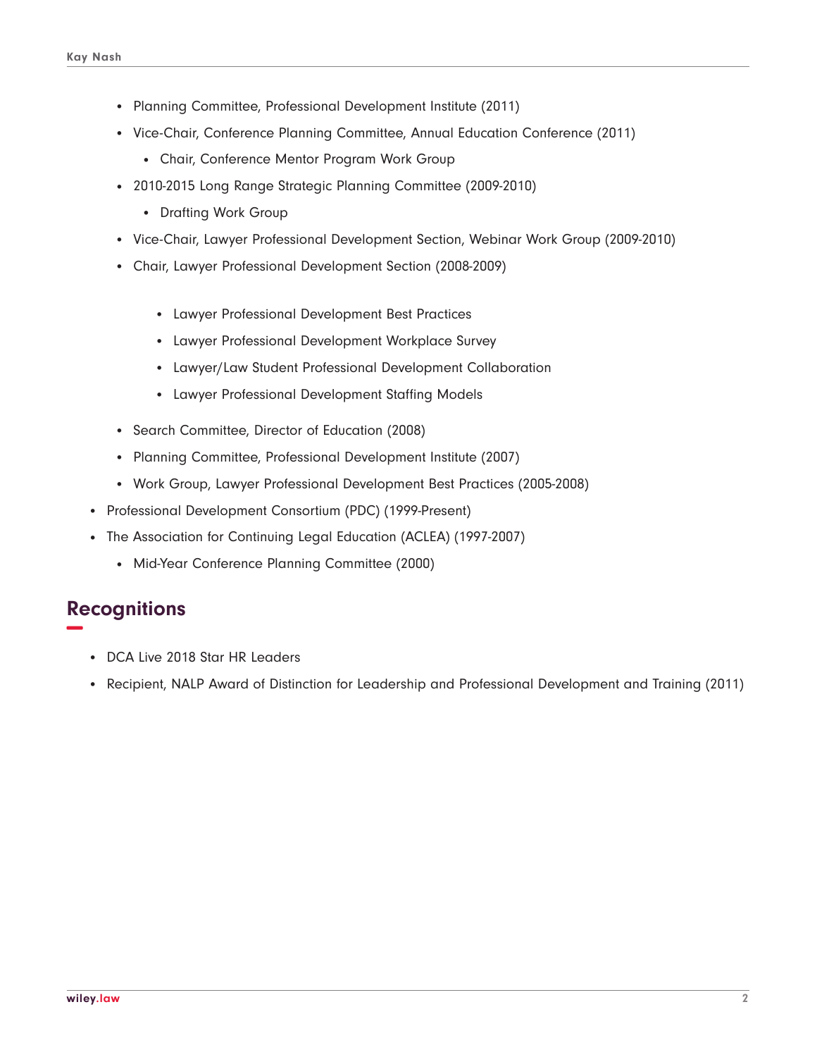- Planning Committee, Professional Development Institute (2011)
    - Vice-Chair, Conference Planning Committee, Annual Education Conference (2011)
        - Chair, Conference Mentor Program Work Group
    - 2010-2015 Long Range Strategic Planning Committee (2009-2010)
        - Drafting Work Group
    - Vice-Chair, Lawyer Professional Development Section, Webinar Work Group (2009-2010)
    - Chair, Lawyer Professional Development Section (2008-2009)
        - Lawyer Professional Development Best Practices
        - Lawyer Professional Development Workplace Survey
        - Lawyer/Law Student Professional Development Collaboration
        - Lawyer Professional Development Staffing Models
    - Search Committee, Director of Education (2008)
    - Planning Committee, Professional Development Institute (2007)
    - Work Group, Lawyer Professional Development Best Practices (2005-2008)
- Professional Development Consortium (PDC) (1999-Present)
- The Association for Continuing Legal Education (ACLEA) (1997-2007)
    - Mid-Year Conference Planning Committee (2000)

## Recognitions

- DCA Live 2018 Star HR Leaders
- Recipient, NALP Award of Distinction for Leadership and Professional Development and Training (2011)